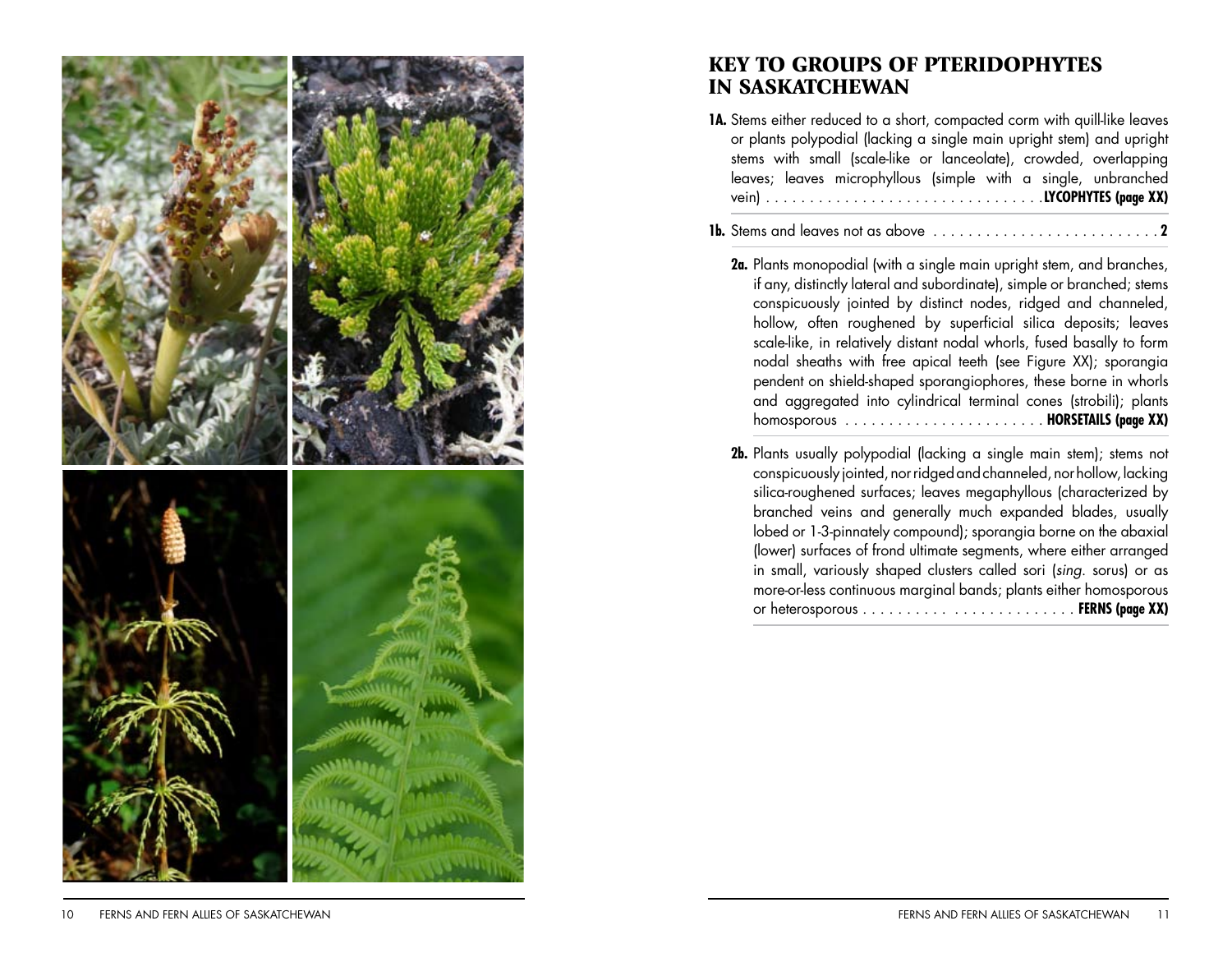# KEY TO GROUPS OF PTERIDOPHYTES IN SASKATCHEWAN

**1A.** Stems either reduced to a short, compacted corm with quill-like leaves or plants polypodial (lacking a single main upright stem) and upright stems with small (scale-like or lanceolate), crowded, overlapping leaves; leaves microphyllous (simple with a single, unbranched vein) . . . . . . . . . . . . . . . . . . . . . . . . . . . . . . . . **LYCOPHYTES (page XX)**

**1b.** Stems and leaves not as above . . . . . . . . . . . . . . . . . . . . . . . . . . **2**

**2a.** Plants monopodial (with a single main upright stem, and branches, if any, distinctly lateral and subordinate), simple or branched; stems conspicuously jointed by distinct nodes, ridged and channeled, hollow, often roughened by superficial silica deposits; leaves scale-like, in relatively distant nodal whorls, fused basally to form nodal sheaths with free apical teeth (see Figure XX); sporangia pendent on shield-shaped sporangiophores, these borne in whorls and aggregated into cylindrical terminal cones (strobili); plants homosporous . . . . . . . . . . . . . . . . . . . . . . . **HORSETAILS (page XX)**

**2b.** Plants usually polypodial (lacking a single main stem); stems not conspicuously jointed, nor ridged and channeled, nor hollow, lacking silica-roughened surfaces; leaves megaphyllous (characterized by branched veins and generally much expanded blades, usually lobed or 1-3-pinnately compound); sporangia borne on the abaxial (lower) surfaces of frond ultimate segments, where either arranged in small, variously shaped clusters called sori (*sing.* sorus) or as more-or-less continuous marginal bands; plants either homosporous or heterosporous . . . . . . . . . . . . . . . . . . . . . . . . . . . . . . . . . **FERNS (page XX)**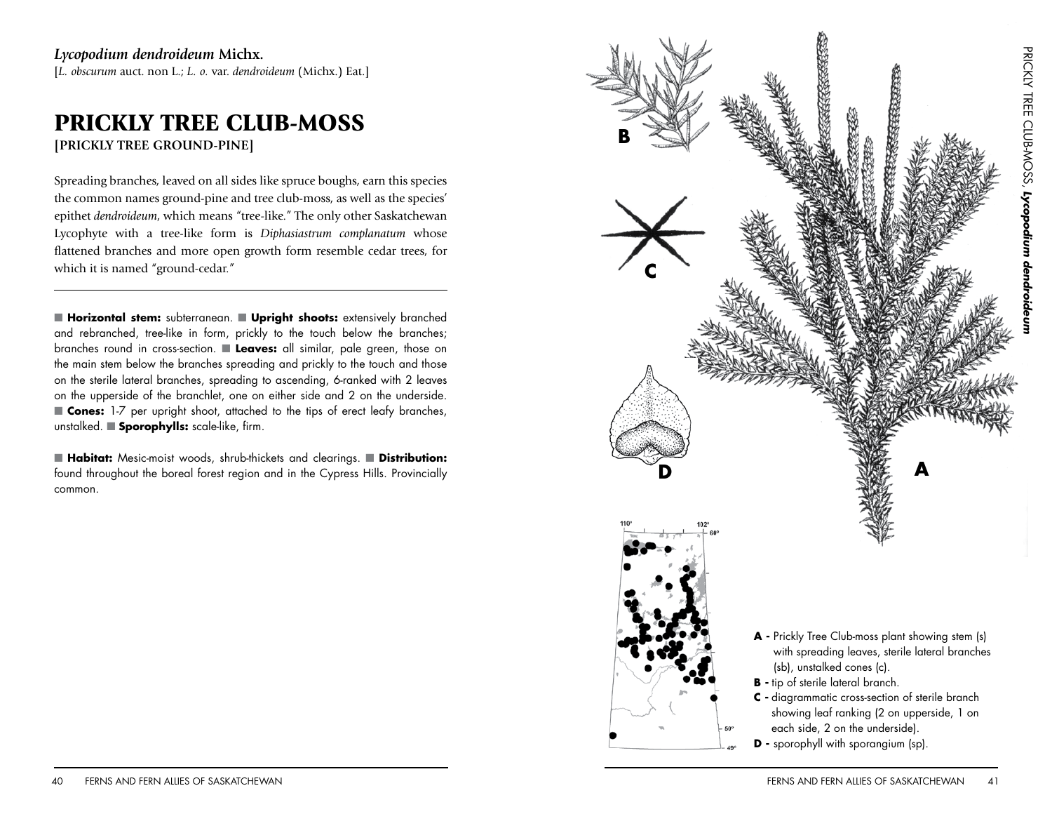*Lycopodium dendroideum* **Michx.**

[*L. obscurum* auct. non L.; *L. o.* var. *dendroideum* (Michx.) Eat.]

# PRICKLY TREE CLUB-MOSS

**[PRICKLY TREE GROUND-PINE]**

Spreading branches, leaved on all sides like spruce boughs, earn this species the common names ground-pine and tree club-moss, as well as the species' epithet *dendroideum*, which means "tree-like." The only other Saskatchewan Lycophyte with a tree-like form is *Diphasiastrum complanatum* whose flattened branches and more open growth form resemble cedar trees, for which it is named "ground-cedar."

■ **Horizontal stem:** subterranean. ■ **Upright shoots:** extensively branched and rebranched, tree-like in form, prickly to the touch below the branches; branches round in cross-section. ■ **Leaves:** all similar, pale green, those on the main stem below the branches spreading and prickly to the touch and those on the sterile lateral branches, spreading to ascending, 6-ranked with 2 leaves on the upperside of the branchlet, one on either side and 2 on the underside. ■ **Cones:** 1-7 per upright shoot, attached to the tips of erect leafy branches, unstalked. ■ **Sporophylls:** scale-like, firm.

■ **Habitat:** Mesic-moist woods, shrub-thickets and clearings. ■ **Distribution:** found throughout the boreal forest region and in the Cypress Hills. Provincially common.

**A -** Prickly Tree Club-moss plant showing stem (s) with spreading leaves, sterile lateral branches (sb), unstalked cones (c).

**B -** tip of sterile lateral branch.

**C -** diagrammatic cross-section of sterile branch showing leaf ranking (2 on upperside, 1 on each side, 2 on the underside).

**D -** sporophyll with sporangium (sp).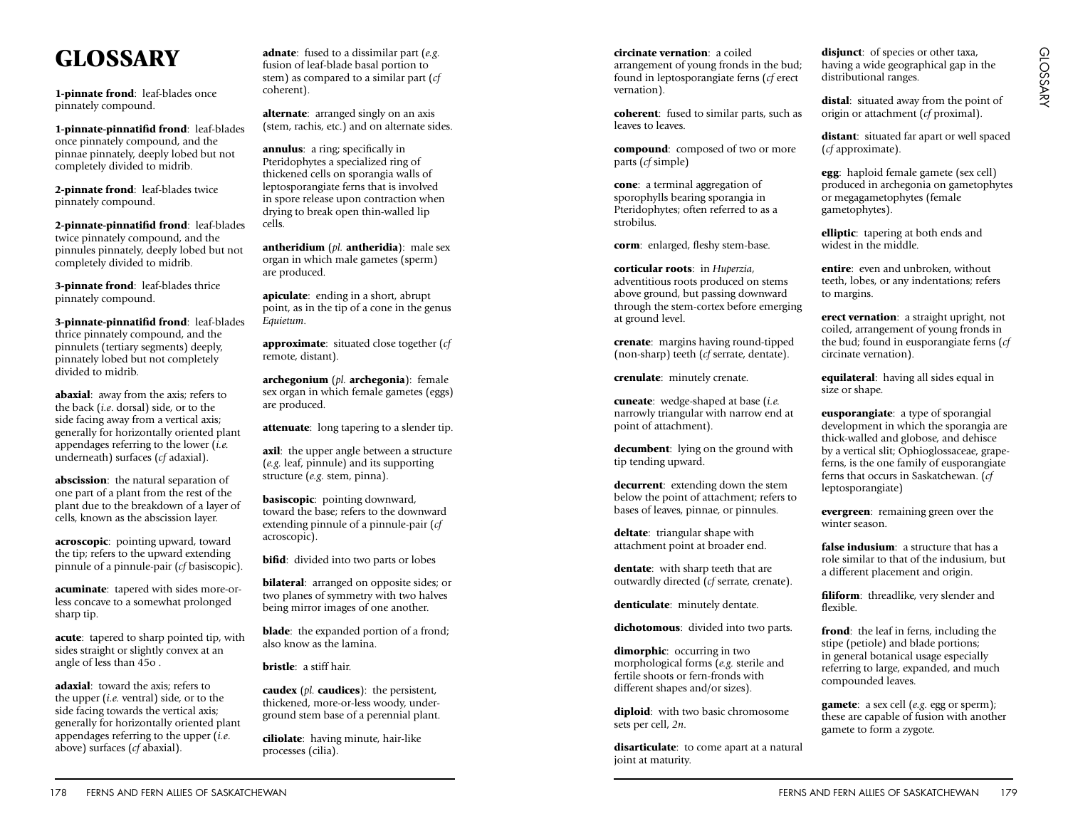# GLOSSARY

**1-pinnate frond**: leaf-blades once pinnately compound.

**1-pinnate-pinnatifid frond**: leaf-blades once pinnately compound, and the pinnae pinnately, deeply lobed but not completely divided to midrib.

**2-pinnate frond**: leaf-blades twice pinnately compound.

**2-pinnate-pinnatifid frond**: leaf-blades twice pinnately compound, and the pinnules pinnately, deeply lobed but not completely divided to midrib.

**3-pinnate frond**: leaf-blades thrice pinnately compound.

**3-pinnate-pinnatifid frond**: leaf-blades thrice pinnately compound, and the pinnulets (tertiary segments) deeply, pinnately lobed but not completely divided to midrib.

**abaxial**: away from the axis; refers to the back (*i.e.* dorsal) side, or to the side facing away from a vertical axis; generally for horizontally oriented plant appendages referring to the lower (*i.e.* underneath) surfaces (*cf* adaxial).

**abscission**: the natural separation of one part of a plant from the rest of the plant due to the breakdown of a layer of cells, known as the abscission layer.

**acroscopic**: pointing upward, toward the tip; refers to the upward extending pinnule of a pinnule-pair (*cf* basiscopic).

**acuminate**: tapered with sides more-or-less concave to a somewhat prolonged sharp tip.

**acute**: tapered to sharp pointed tip, with sides straight or slightly convex at an angle of less than 45o .

**adaxial**: toward the axis; refers to the upper (*i.e.* ventral) side, or to the side facing towards the vertical axis; generally for horizontally oriented plant appendages referring to the upper (*i.e.* above) surfaces (*cf* abaxial).

**adnate**: fused to a dissimilar part (*e.g.* fusion of leaf-blade basal portion to stem) as compared to a similar part (*cf* coherent).

**alternate**: arranged singly on an axis (stem, rachis, etc.) and on alternate sides.

**annulus**: a ring; specifically in Pteridophytes a specialized ring of thickened cells on sporangia walls of leptosporangiate ferns that is involved in spore release upon contraction when drying to break open thin-walled lip cells.

**antheridium** (*pl.* **antheridia**): male sex organ in which male gametes (sperm) are produced.

**apiculate**: ending in a short, abrupt point, as in the tip of a cone in the genus *Equietum*.

**approximate**: situated close together (*cf* remote, distant).

**archegonium** (*pl.* **archegonia**): female sex organ in which female gametes (eggs) are produced.

**attenuate**: long tapering to a slender tip.

**axil**: the upper angle between a structure (*e.g.* leaf, pinnule) and its supporting structure (*e.g.* stem, pinna).

**basiscopic**: pointing downward, toward the base; refers to the downward extending pinnule of a pinnule-pair (*cf* acroscopic).

**bifid**: divided into two parts or lobes

**bilateral**: arranged on opposite sides; or two planes of symmetry with two halves being mirror images of one another.

**blade**: the expanded portion of a frond; also know as the lamina.

**bristle**: a stiff hair.

**caudex** (*pl.* **caudices**): the persistent, thickened, more-or-less woody, underground stem base of a perennial plant.

**ciliolate**: having minute, hair-like processes (cilia).

**circinate vernation**: a coiled arrangement of young fronds in the bud; found in leptosporangiate ferns (*cf* erect vernation).

**coherent**: fused to similar parts, such as leaves to leaves.

**compound**: composed of two or more parts (*cf* simple)

**cone**: a terminal aggregation of sporophylls bearing sporangia in Pteridophytes; often referred to as a strobilus.

**corm**: enlarged, fleshy stem-base.

**corticular roots**: in *Huperzia*, adventitious roots produced on stems above ground, but passing downward through the stem-cortex before emerging at ground level.

**crenate**: margins having round-tipped (non-sharp) teeth (*cf* serrate, dentate).

**crenulate**: minutely crenate.

**cuneate**: wedge-shaped at base (*i.e.* narrowly triangular with narrow end at point of attachment).

**decumbent**: lying on the ground with tip tending upward.

**decurrent**: extending down the stem below the point of attachment; refers to bases of leaves, pinnae, or pinnules.

**deltate**: triangular shape with attachment point at broader end.

**dentate**: with sharp teeth that are outwardly directed (*cf* serrate, crenate).

**denticulate**: minutely dentate.

**dichotomous**: divided into two parts.

**dimorphic**: occurring in two morphological forms (*e.g.* sterile and fertile shoots or fern-fronds with different shapes and/or sizes).

**diploid**: with two basic chromosome sets per cell, *2n*.

**disarticulate**: to come apart at a natural joint at maturity.

**disjunct**: of species or other taxa, having a wide geographical gap in the distributional ranges.

**distal**: situated away from the point of origin or attachment (*cf* proximal).

**distant**: situated far apart or well spaced (*cf* approximate).

**egg**: haploid female gamete (sex cell) produced in archegonia on gametophytes or megagametophytes (female gametophytes).

**elliptic**: tapering at both ends and widest in the middle.

**entire**: even and unbroken, without teeth, lobes, or any indentations; refers to margins.

**erect vernation**: a straight upright, not coiled, arrangement of young fronds in the bud; found in eusporangiate ferns (*cf* circinate vernation).

**equilateral**: having all sides equal in size or shape.

**eusporangiate**: a type of sporangial development in which the sporangia are thick-walled and globose, and dehisce by a vertical slit; Ophioglossaceae, grape-ferns, is the one family of eusporangiate ferns that occurs in Saskatchewan. (*cf* leptosporangiate)

**evergreen**: remaining green over the winter season.

**false indusium**: a structure that has a role similar to that of the indusium, but a different placement and origin.

**filiform**: threadlike, very slender and flexible.

**frond**: the leaf in ferns, including the stipe (petiole) and blade portions; in general botanical usage especially referring to large, expanded, and much compounded leaves.

**gamete**: a sex cell (*e.g.* egg or sperm); these are capable of fusion with another gamete to form a zygote.